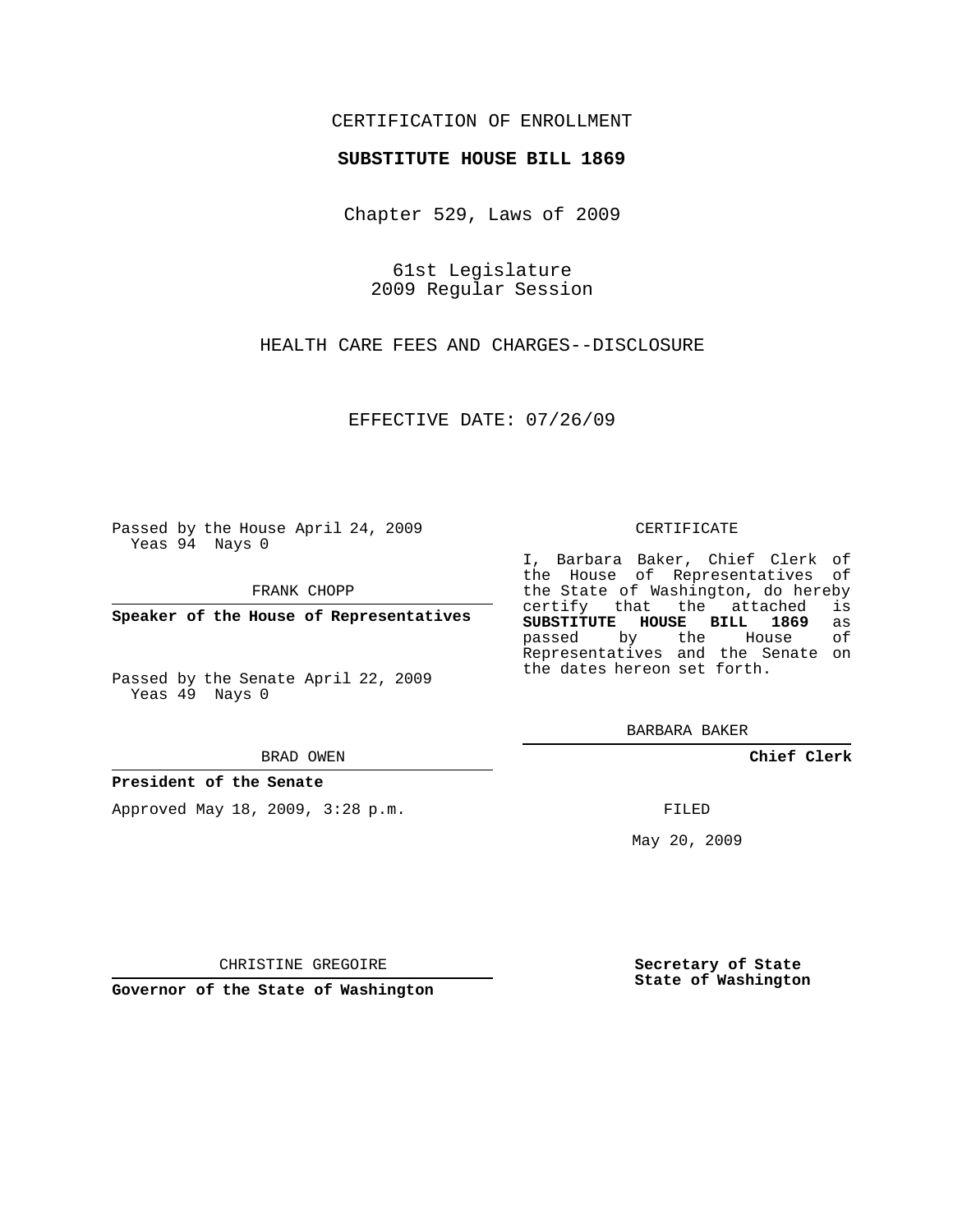CERTIFICATION OF ENROLLMENT

**SUBSTITUTE HOUSE BILL 1869**

Chapter 529, Laws of 2009

61st Legislature
2009 Regular Session

HEALTH CARE FEES AND CHARGES--DISCLOSURE

EFFECTIVE DATE: 07/26/09

Passed by the House April 24, 2009
Yeas 94 Nays 0

FRANK CHOPP

**Speaker of the House of Representatives**

Passed by the Senate April 22, 2009
Yeas 49 Nays 0

BRAD OWEN

**President of the Senate**

Approved May 18, 2009, 3:28 p.m.

CHRISTINE GREGOIRE

**Governor of the State of Washington**

CERTIFICATE

I, Barbara Baker, Chief Clerk of the House of Representatives of the State of Washington, do hereby certify that the attached is **SUBSTITUTE HOUSE BILL 1869** as passed by the House of Representatives and the Senate on the dates hereon set forth.

BARBARA BAKER

**Chief Clerk**

FILED

May 20, 2009

**Secretary of State**
**State of Washington**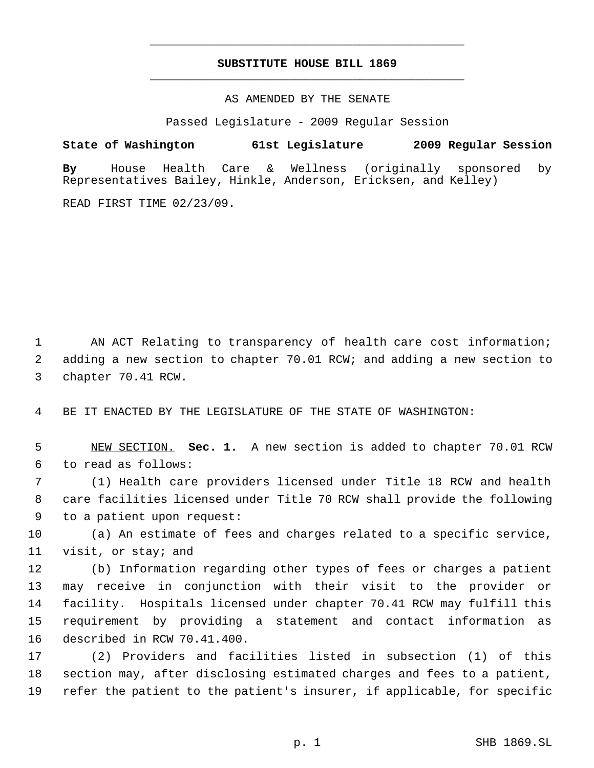# SUBSTITUTE HOUSE BILL 1869

AS AMENDED BY THE SENATE

Passed Legislature - 2009 Regular Session

**State of Washington 61st Legislature 2009 Regular Session**

**By** House Health Care & Wellness (originally sponsored by Representatives Bailey, Hinkle, Anderson, Ericksen, and Kelley)

READ FIRST TIME 02/23/09.

AN ACT Relating to transparency of health care cost information; adding a new section to chapter 70.01 RCW; and adding a new section to chapter 70.41 RCW.

BE IT ENACTED BY THE LEGISLATURE OF THE STATE OF WASHINGTON:

NEW SECTION. **Sec. 1.** A new section is added to chapter 70.01 RCW to read as follows:

(1) Health care providers licensed under Title 18 RCW and health care facilities licensed under Title 70 RCW shall provide the following to a patient upon request:

(a) An estimate of fees and charges related to a specific service, visit, or stay; and

(b) Information regarding other types of fees or charges a patient may receive in conjunction with their visit to the provider or facility. Hospitals licensed under chapter 70.41 RCW may fulfill this requirement by providing a statement and contact information as described in RCW 70.41.400.

(2) Providers and facilities listed in subsection (1) of this section may, after disclosing estimated charges and fees to a patient, refer the patient to the patient's insurer, if applicable, for specific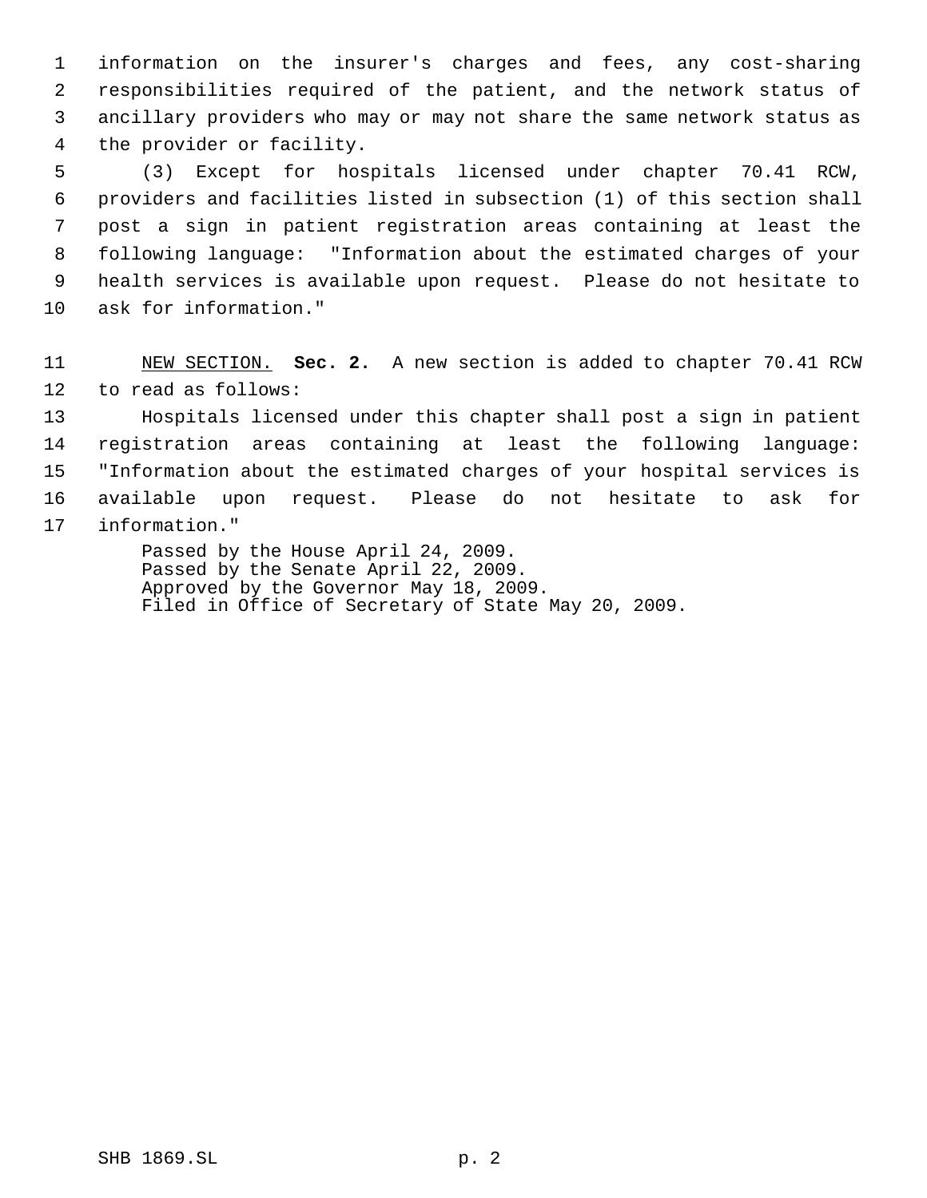information on the insurer's charges and fees, any cost-sharing responsibilities required of the patient, and the network status of ancillary providers who may or may not share the same network status as the provider or facility.

(3) Except for hospitals licensed under chapter 70.41 RCW, providers and facilities listed in subsection (1) of this section shall post a sign in patient registration areas containing at least the following language: "Information about the estimated charges of your health services is available upon request. Please do not hesitate to ask for information."

NEW SECTION. **Sec. 2.** A new section is added to chapter 70.41 RCW to read as follows:

Hospitals licensed under this chapter shall post a sign in patient registration areas containing at least the following language: "Information about the estimated charges of your hospital services is available upon request. Please do not hesitate to ask for information."

Passed by the House April 24, 2009.
Passed by the Senate April 22, 2009.
Approved by the Governor May 18, 2009.
Filed in Office of Secretary of State May 20, 2009.